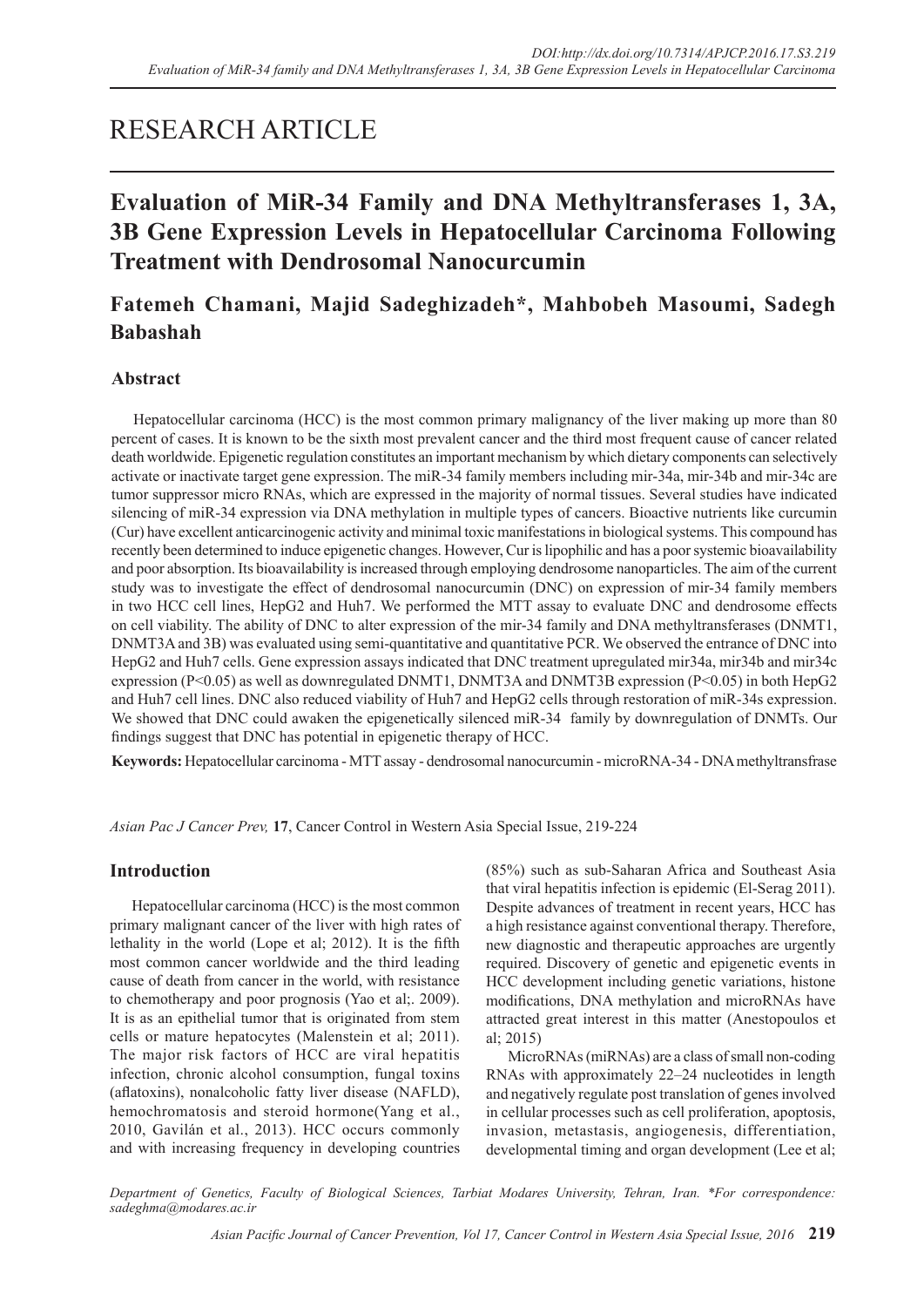# RESEARCH ARTICLE

## Evaluation of MiR-34 Family and DNA Methyltransferases 1, 3A, 3B Gene Expression Levels in Hepatocellular Carcinoma Following Treatment with Dendrosomal Nanocurcumin

**Fatemeh Chamani, Majid Sadeghizadeh\*, Mahbobeh Masoumi, Sadegh Babashah**

### Abstract

Hepatocellular carcinoma (HCC) is the most common primary malignancy of the liver making up more than 80 percent of cases. It is known to be the sixth most prevalent cancer and the third most frequent cause of cancer related death worldwide. Epigenetic regulation constitutes an important mechanism by which dietary components can selectively activate or inactivate target gene expression. The miR-34 family members including mir-34a, mir-34b and mir-34c are tumor suppressor micro RNAs, which are expressed in the majority of normal tissues. Several studies have indicated silencing of miR-34 expression via DNA methylation in multiple types of cancers. Bioactive nutrients like curcumin (Cur) have excellent anticarcinogenic activity and minimal toxic manifestations in biological systems. This compound has recently been determined to induce epigenetic changes. However, Cur is lipophilic and has a poor systemic bioavailability and poor absorption. Its bioavailability is increased through employing dendrosome nanoparticles. The aim of the current study was to investigate the effect of dendrosomal nanocurcumin (DNC) on expression of mir-34 family members in two HCC cell lines, HepG2 and Huh7. We performed the MTT assay to evaluate DNC and dendrosome effects on cell viability. The ability of DNC to alter expression of the mir-34 family and DNA methyltransferases (DNMT1, DNMT3A and 3B) was evaluated using semi-quantitative and quantitative PCR. We observed the entrance of DNC into HepG2 and Huh7 cells. Gene expression assays indicated that DNC treatment upregulated mir34a, mir34b and mir34c expression ($P<0.05$) as well as downregulated DNMT1, DNMT3A and DNMT3B expression ($P<0.05$) in both HepG2 and Huh7 cell lines. DNC also reduced viability of Huh7 and HepG2 cells through restoration of miR-34s expression. We showed that DNC could awaken the epigenetically silenced miR-34 family by downregulation of DNMTs. Our findings suggest that DNC has potential in epigenetic therapy of HCC.

**Keywords:** Hepatocellular carcinoma - MTT assay - dendrosomal nanocurcumin - microRNA-34 - DNA methyltransfrase

*Asian Pac J Cancer Prev,* **17**, Cancer Control in Western Asia Special Issue, 219-224

### Introduction

Hepatocellular carcinoma (HCC) is the most common primary malignant cancer of the liver with high rates of lethality in the world (Lope et al; 2012). It is the fifth most common cancer worldwide and the third leading cause of death from cancer in the world, with resistance to chemotherapy and poor prognosis (Yao et al;. 2009). It is as an epithelial tumor that is originated from stem cells or mature hepatocytes (Malenstein et al; 2011). The major risk factors of HCC are viral hepatitis infection, chronic alcohol consumption, fungal toxins (aflatoxins), nonalcoholic fatty liver disease (NAFLD), hemochromatosis and steroid hormone(Yang et al., 2010, Gavilán et al., 2013). HCC occurs commonly and with increasing frequency in developing countries (85%) such as sub-Saharan Africa and Southeast Asia that viral hepatitis infection is epidemic (El-Serag 2011). Despite advances of treatment in recent years, HCC has a high resistance against conventional therapy. Therefore, new diagnostic and therapeutic approaches are urgently required. Discovery of genetic and epigenetic events in HCC development including genetic variations, histone modifications, DNA methylation and microRNAs have attracted great interest in this matter (Anestopoulos et al; 2015)

MicroRNAs (miRNAs) are a class of small non-coding RNAs with approximately 22–24 nucleotides in length and negatively regulate post translation of genes involved in cellular processes such as cell proliferation, apoptosis, invasion, metastasis, angiogenesis, differentiation, developmental timing and organ development (Lee et al;

*Department of Genetics, Faculty of Biological Sciences, Tarbiat Modares University, Tehran, Iran. \*For correspondence: sadeghma@modares.ac.ir*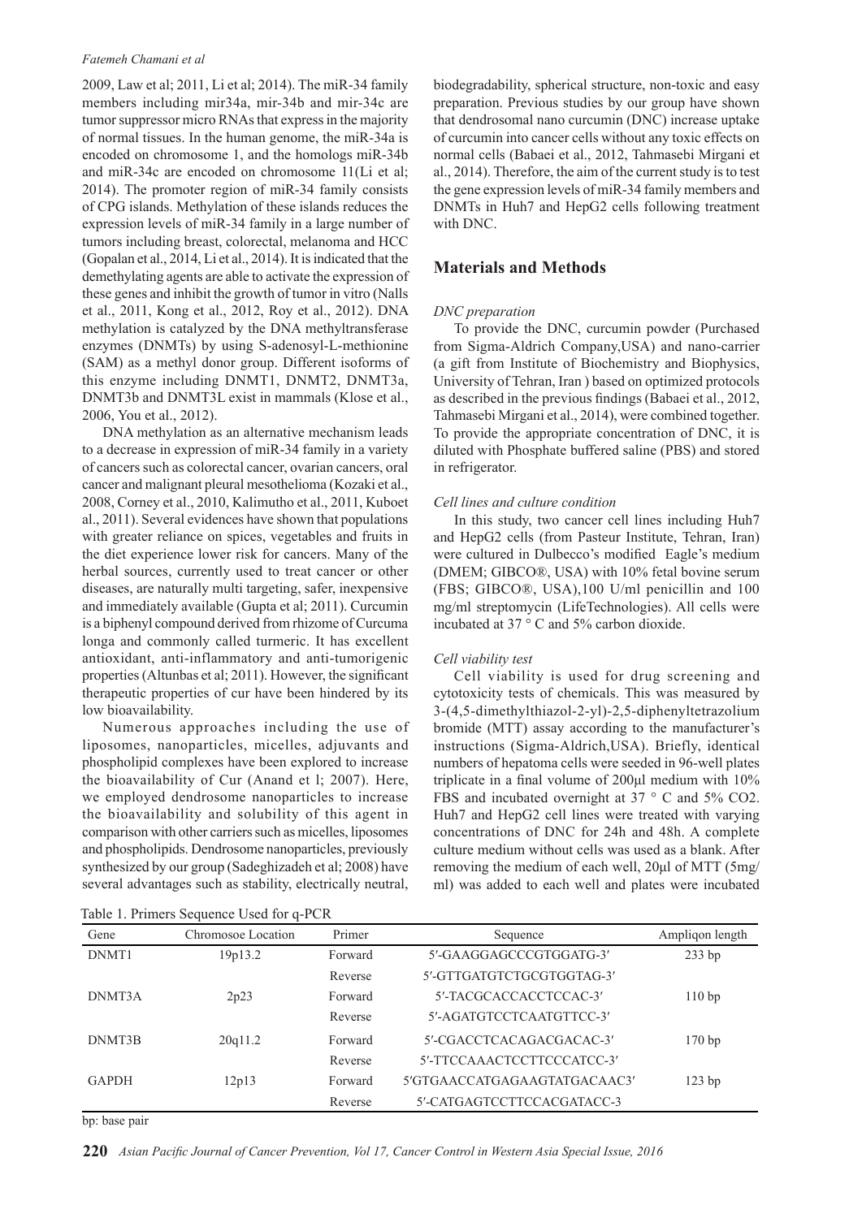2009, Law et al; 2011, Li et al; 2014). The miR-34 family members including mir34a, mir-34b and mir-34c are tumor suppressor micro RNAs that express in the majority of normal tissues. In the human genome, the miR-34a is encoded on chromosome 1, and the homologs miR-34b and miR-34c are encoded on chromosome 11(Li et al; 2014). The promoter region of miR-34 family consists of CPG islands. Methylation of these islands reduces the expression levels of miR-34 family in a large number of tumors including breast, colorectal, melanoma and HCC (Gopalan et al., 2014, Li et al., 2014). It is indicated that the demethylating agents are able to activate the expression of these genes and inhibit the growth of tumor in vitro (Nalls et al., 2011, Kong et al., 2012, Roy et al., 2012). DNA methylation is catalyzed by the DNA methyltransferase enzymes (DNMTs) by using S-adenosyl-L-methionine (SAM) as a methyl donor group. Different isoforms of this enzyme including DNMT1, DNMT2, DNMT3a, DNMT3b and DNMT3L exist in mammals (Klose et al., 2006, You et al., 2012).

DNA methylation as an alternative mechanism leads to a decrease in expression of miR-34 family in a variety of cancers such as colorectal cancer, ovarian cancers, oral cancer and malignant pleural mesothelioma (Kozaki et al., 2008, Corney et al., 2010, Kalimutho et al., 2011, Kuboet al., 2011). Several evidences have shown that populations with greater reliance on spices, vegetables and fruits in the diet experience lower risk for cancers. Many of the herbal sources, currently used to treat cancer or other diseases, are naturally multi targeting, safer, inexpensive and immediately available (Gupta et al; 2011). Curcumin is a biphenyl compound derived from rhizome of Curcuma longa and commonly called turmeric. It has excellent antioxidant, anti-inflammatory and anti-tumorigenic properties (Altunbas et al; 2011). However, the significant therapeutic properties of cur have been hindered by its low bioavailability.

Numerous approaches including the use of liposomes, nanoparticles, micelles, adjuvants and phospholipid complexes have been explored to increase the bioavailability of Cur (Anand et l; 2007). Here, we employed dendrosome nanoparticles to increase the bioavailability and solubility of this agent in comparison with other carriers such as micelles, liposomes and phospholipids. Dendrosome nanoparticles, previously synthesized by our group (Sadeghizadeh et al; 2008) have several advantages such as stability, electrically neutral, biodegradability, spherical structure, non-toxic and easy preparation. Previous studies by our group have shown that dendrosomal nano curcumin (DNC) increase uptake of curcumin into cancer cells without any toxic effects on normal cells (Babaei et al., 2012, Tahmasebi Mirgani et al., 2014). Therefore, the aim of the current study is to test the gene expression levels of miR-34 family members and DNMTs in Huh7 and HepG2 cells following treatment with DNC.

## Materials and Methods

### *DNC preparation*

To provide the DNC, curcumin powder (Purchased from Sigma-Aldrich Company,USA) and nano-carrier (a gift from Institute of Biochemistry and Biophysics, University of Tehran, Iran ) based on optimized protocols as described in the previous findings (Babaei et al., 2012, Tahmasebi Mirgani et al., 2014), were combined together. To provide the appropriate concentration of DNC, it is diluted with Phosphate buffered saline (PBS) and stored in refrigerator.

### *Cell lines and culture condition*

In this study, two cancer cell lines including Huh7 and HepG2 cells (from Pasteur Institute, Tehran, Iran) were cultured in Dulbecco's modified Eagle's medium (DMEM; GIBCO®, USA) with 10% fetal bovine serum (FBS; GIBCO®, USA),100 U/ml penicillin and 100 mg/ml streptomycin (LifeTechnologies). All cells were incubated at 37 ° C and 5% carbon dioxide.

### *Cell viability test*

Cell viability is used for drug screening and cytotoxicity tests of chemicals. This was measured by 3-(4,5-dimethylthiazol-2-yl)-2,5-diphenyltetrazolium bromide (MTT) assay according to the manufacturer's instructions (Sigma-Aldrich,USA). Briefly, identical numbers of hepatoma cells were seeded in 96-well plates triplicate in a final volume of 200µl medium with 10% FBS and incubated overnight at 37 ° C and 5% $CO_2$. Huh7 and HepG2 cell lines were treated with varying concentrations of DNC for 24h and 48h. A complete culture medium without cells was used as a blank. After removing the medium of each well, 20µl of MTT (5mg/ml) was added to each well and plates were incubated

Table 1. Primers Sequence Used for q-PCR

| Gene | Chromosoe Location | Primer | Sequence | Ampliqon length |
|---|---|---|---|---|
| DNMT1 | 19p13.2 | Forward | 5′-GAAGGAGCCCGTGGATG-3′ | 233 bp |
| | | Reverse | 5′-GTTGATGTCTGCGTGGTAG-3′ | |
| DNMT3A | 2p23 | Forward | 5′-TACGCACCACCTCCAC-3′ | 110 bp |
| | | Reverse | 5′-AGATGTCCTCAATGTTCC-3′ | |
| DNMT3B | 20q11.2 | Forward | 5′-CGACCTCACAGACGACAC-3′ | 170 bp |
| | | Reverse | 5′-TTCCAAACTCCTTCCCATCC-3′ | |
| GAPDH | 12p13 | Forward | 5′GTGAACCATGAGAAGTATGACAAC3′ | 123 bp |
| | | Reverse | 5′-CATGAGTCCTTCCACGATACC-3 | |

bp: base pair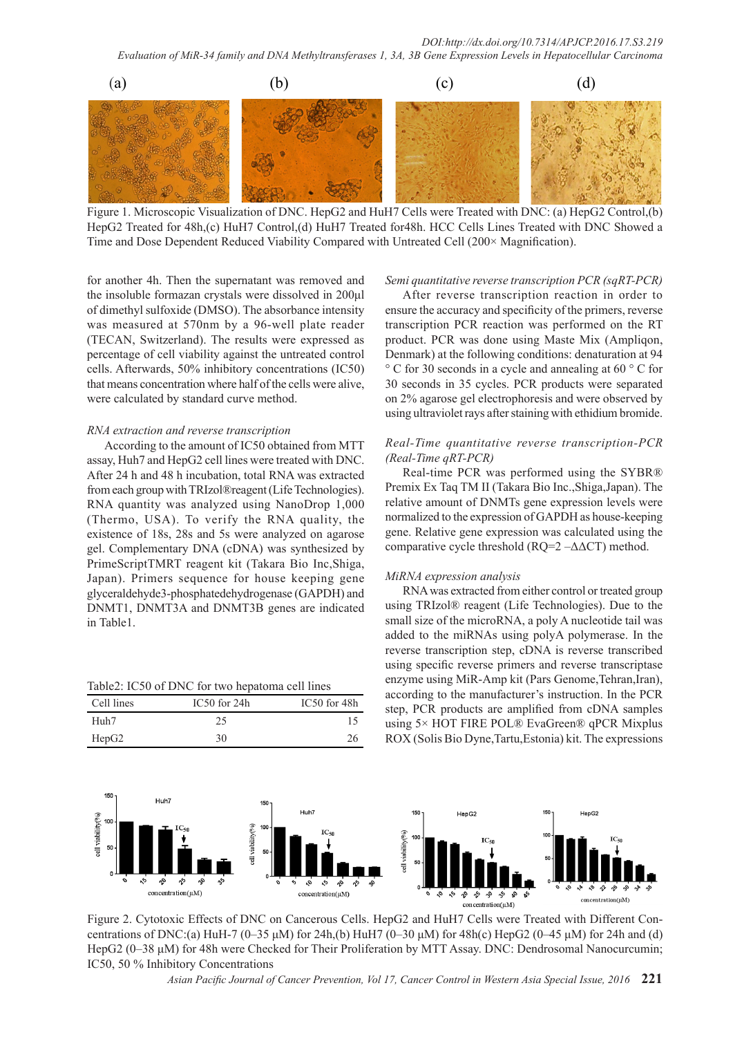Figure 1. Microscopic Visualization of DNC. HepG2 and HuH7 Cells were Treated with DNC: (a) HepG2 Control,(b) HepG2 Treated for 48h,(c) HuH7 Control,(d) HuH7 Treated for48h. HCC Cells Lines Treated with DNC Showed a Time and Dose Dependent Reduced Viability Compared with Untreated Cell (200× Magnification).

for another 4h. Then the supernatant was removed and the insoluble formazan crystals were dissolved in 200µl of dimethyl sulfoxide (DMSO). The absorbance intensity was measured at 570nm by a 96-well plate reader (TECAN, Switzerland). The results were expressed as percentage of cell viability against the untreated control cells. Afterwards, 50% inhibitory concentrations (IC50) that means concentration where half of the cells were alive, were calculated by standard curve method.

### *RNA extraction and reverse transcription*

According to the amount of IC50 obtained from MTT assay, Huh7 and HepG2 cell lines were treated with DNC. After 24 h and 48 h incubation, total RNA was extracted from each group with TRIzol®reagent (Life Technologies). RNA quantity was analyzed using NanoDrop 1,000 (Thermo, USA). To verify the RNA quality, the existence of 18s, 28s and 5s were analyzed on agarose gel. Complementary DNA (cDNA) was synthesized by PrimeScriptTMRT reagent kit (Takara Bio Inc,Shiga, Japan). Primers sequence for house keeping gene glyceraldehyde3-phosphatedehydrogenase (GAPDH) and DNMT1, DNMT3A and DNMT3B genes are indicated in Table1.

Table2: IC50 of DNC for two hepatoma cell lines

| Cell lines | IC50 for 24h | IC50 for 48h |
|---|---|---|
| Huh7 | 25 | 15 |
| HepG2 | 30 | 26 |

### *Semi quantitative reverse transcription PCR (sqRT-PCR)*

After reverse transcription reaction in order to ensure the accuracy and specificity of the primers, reverse transcription PCR reaction was performed on the RT product. PCR was done using Maste Mix (Ampliqon, Denmark) at the following conditions: denaturation at 94 ° C for 30 seconds in a cycle and annealing at 60 ° C for 30 seconds in 35 cycles. PCR products were separated on 2% agarose gel electrophoresis and were observed by using ultraviolet rays after staining with ethidium bromide.

### *Real-Time quantitative reverse transcription-PCR (Real-Time qRT-PCR)*

Real-time PCR was performed using the SYBR® Premix Ex Taq TM II (Takara Bio Inc.,Shiga,Japan). The relative amount of DNMTs gene expression levels were normalized to the expression of GAPDH as house-keeping gene. Relative gene expression was calculated using the comparative cycle threshold ($RQ=2^{-\Delta\Delta CT}$) method.

### *MiRNA expression analysis*

RNA was extracted from either control or treated group using TRIzol® reagent (Life Technologies). Due to the small size of the microRNA, a poly A nucleotide tail was added to the miRNAs using polyA polymerase. In the reverse transcription step, cDNA is reverse transcribed using specific reverse primers and reverse transcriptase enzyme using MiR-Amp kit (Pars Genome,Tehran,Iran), according to the manufacturer's instruction. In the PCR step, PCR products are amplified from cDNA samples using 5× HOT FIRE POL® EvaGreen® qPCR Mixplus ROX (Solis Bio Dyne,Tartu,Estonia) kit. The expressions

Figure 2. Cytotoxic Effects of DNC on Cancerous Cells. HepG2 and HuH7 Cells were Treated with Different Concentrations of DNC:(a) HuH-7 (0–35 µM) for 24h,(b) HuH7 (0–30 µM) for 48h(c) HepG2 (0–45 µM) for 24h and (d) HepG2 (0–38 µM) for 48h were Checked for Their Proliferation by MTT Assay. DNC: Dendrosomal Nanocurcumin; IC50, 50 % Inhibitory Concentrations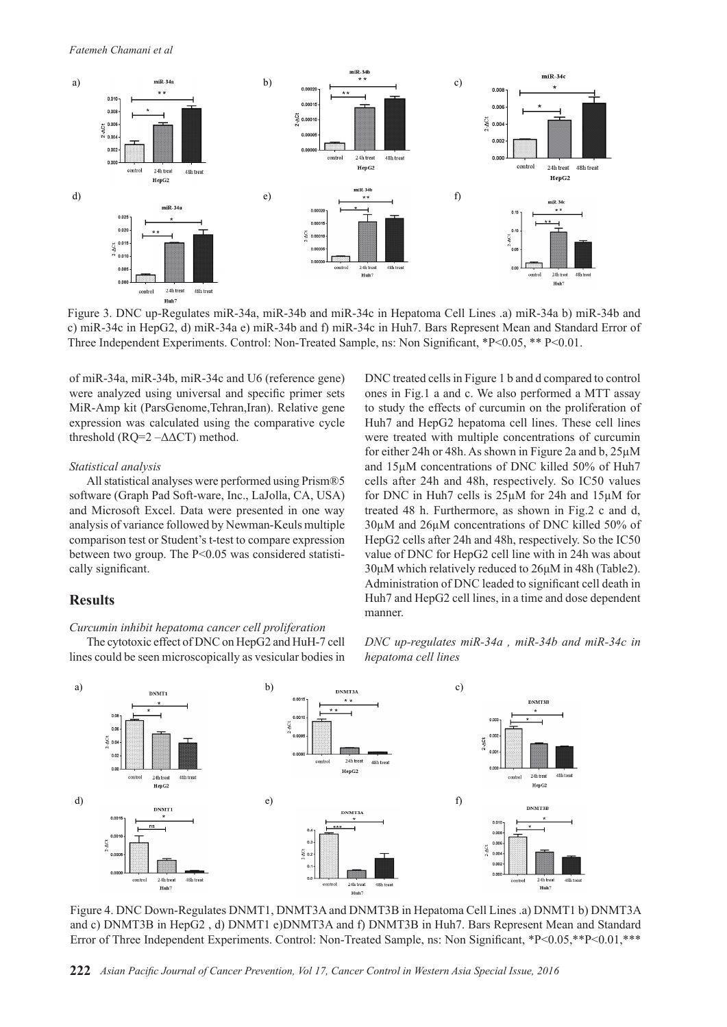Figure 3. DNC up-Regulates miR-34a, miR-34b and miR-34c in Hepatoma Cell Lines .a) miR-34a b) miR-34b and c) miR-34c in HepG2, d) miR-34a e) miR-34b and f) miR-34c in Huh7. Bars Represent Mean and Standard Error of Three Independent Experiments. Control: Non-Treated Sample, ns: Non Significant, *P<0.05, ** P<0.01.

of miR-34a, miR-34b, miR-34c and U6 (reference gene) were analyzed using universal and specific primer sets MiR-Amp kit (ParsGenome,Tehran,Iran). Relative gene expression was calculated using the comparative cycle threshold (RQ=2 –ΔΔCT) method.

*Statistical analysis*

All statistical analyses were performed using Prism®5 software (Graph Pad Soft-ware, Inc., LaJolla, CA, USA) and Microsoft Excel. Data were presented in one way analysis of variance followed by Newman-Keuls multiple comparison test or Student's t-test to compare expression between two group. The P<0.05 was considered statistically significant.

## Results

*Curcumin inhibit hepatoma cancer cell proliferation*

The cytotoxic effect of DNC on HepG2 and HuH-7 cell lines could be seen microscopically as vesicular bodies in DNC treated cells in Figure 1 b and d compared to control ones in Fig.1 a and c. We also performed a MTT assay to study the effects of curcumin on the proliferation of Huh7 and HepG2 hepatoma cell lines. These cell lines were treated with multiple concentrations of curcumin for either 24h or 48h. As shown in Figure 2a and b, 25μM and 15μM concentrations of DNC killed 50% of Huh7 cells after 24h and 48h, respectively. So IC50 values for DNC in Huh7 cells is 25μM for 24h and 15μM for treated 48 h. Furthermore, as shown in Fig.2 c and d, 30μM and 26μM concentrations of DNC killed 50% of HepG2 cells after 24h and 48h, respectively. So the IC50 value of DNC for HepG2 cell line with in 24h was about 30μM which relatively reduced to 26μM in 48h (Table2). Administration of DNC leaded to significant cell death in Huh7 and HepG2 cell lines, in a time and dose dependent manner.

*DNC up-regulates miR-34a , miR-34b and miR-34c in hepatoma cell lines*

Figure 4. DNC Down-Regulates DNMT1, DNMT3A and DNMT3B in Hepatoma Cell Lines .a) DNMT1 b) DNMT3A and c) DNMT3B in HepG2 , d) DNMT1 e)DNMT3A and f) DNMT3B in Huh7. Bars Represent Mean and Standard Error of Three Independent Experiments. Control: Non-Treated Sample, ns: Non Significant, *P<0.05,**P<0.01,***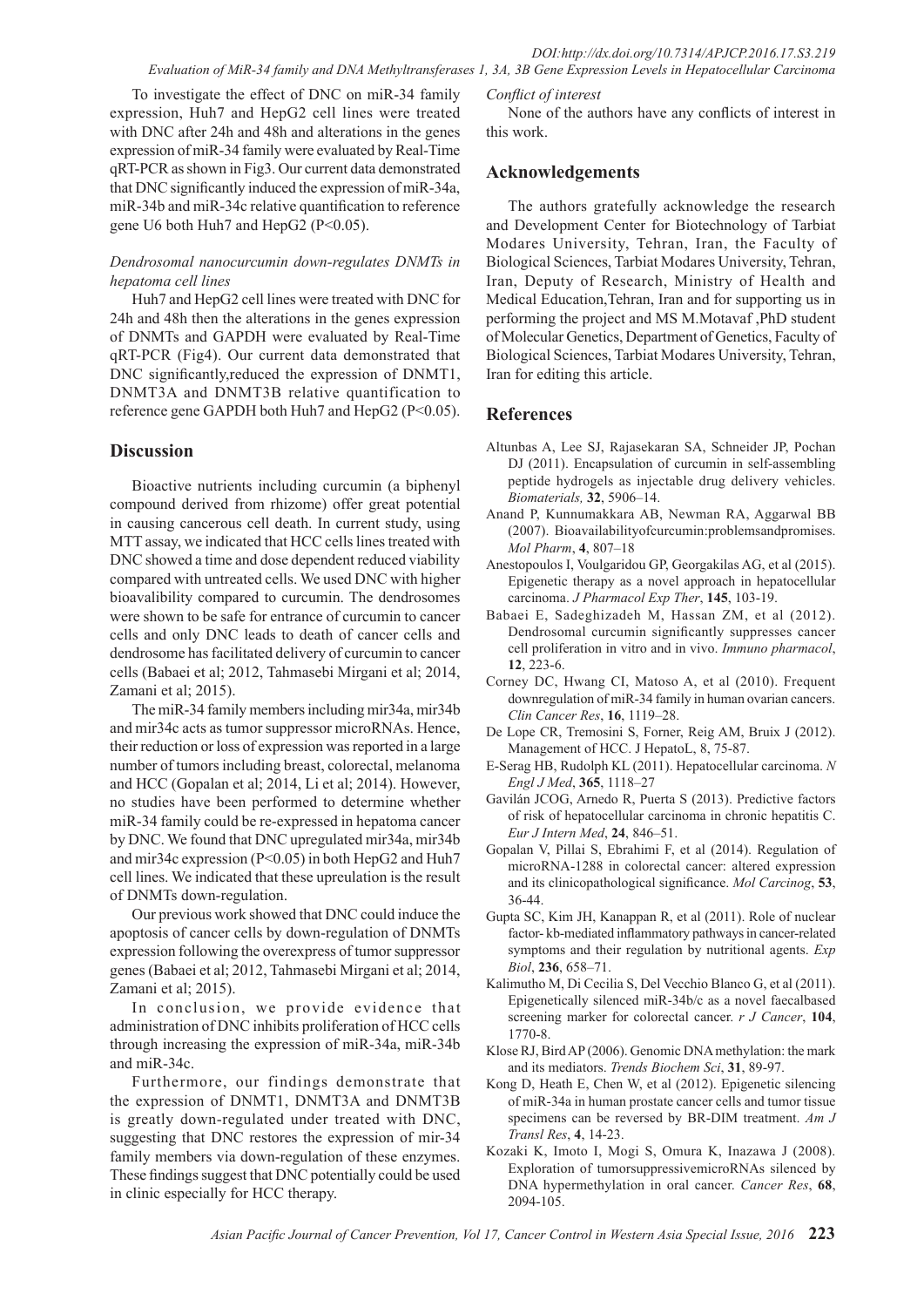To investigate the effect of DNC on miR-34 family expression, Huh7 and HepG2 cell lines were treated with DNC after 24h and 48h and alterations in the genes expression of miR-34 family were evaluated by Real-Time qRT-PCR as shown in Fig3. Our current data demonstrated that DNC significantly induced the expression of miR-34a, miR-34b and miR-34c relative quantification to reference gene U6 both Huh7 and HepG2 ($P<0.05$).

*Dendrosomal nanocurcumin down-regulates DNMTs in hepatoma cell lines*

Huh7 and HepG2 cell lines were treated with DNC for 24h and 48h then the alterations in the genes expression of DNMTs and GAPDH were evaluated by Real-Time qRT-PCR (Fig4). Our current data demonstrated that DNC significantly,reduced the expression of DNMT1, DNMT3A and DNMT3B relative quantification to reference gene GAPDH both Huh7 and HepG2 ($P<0.05$).

## Discussion

Bioactive nutrients including curcumin (a biphenyl compound derived from rhizome) offer great potential in causing cancerous cell death. In current study, using MTT assay, we indicated that HCC cells lines treated with DNC showed a time and dose dependent reduced viability compared with untreated cells. We used DNC with higher bioavalibility compared to curcumin. The dendrosomes were shown to be safe for entrance of curcumin to cancer cells and only DNC leads to death of cancer cells and dendrosome has facilitated delivery of curcumin to cancer cells (Babaei et al; 2012, Tahmasebi Mirgani et al; 2014, Zamani et al; 2015).

The miR-34 family members including mir34a, mir34b and mir34c acts as tumor suppressor microRNAs. Hence, their reduction or loss of expression was reported in a large number of tumors including breast, colorectal, melanoma and HCC (Gopalan et al; 2014, Li et al; 2014). However, no studies have been performed to determine whether miR-34 family could be re-expressed in hepatoma cancer by DNC. We found that DNC upregulated mir34a, mir34b and mir34c expression ($P<0.05$) in both HepG2 and Huh7 cell lines. We indicated that these upreulation is the result of DNMTs down-regulation.

Our previous work showed that DNC could induce the apoptosis of cancer cells by down-regulation of DNMTs expression following the overexpress of tumor suppressor genes (Babaei et al; 2012, Tahmasebi Mirgani et al; 2014, Zamani et al; 2015).

In conclusion, we provide evidence that administration of DNC inhibits proliferation of HCC cells through increasing the expression of miR-34a, miR-34b and miR-34c.

Furthermore, our findings demonstrate that the expression of DNMT1, DNMT3A and DNMT3B is greatly down-regulated under treated with DNC, suggesting that DNC restores the expression of mir-34 family members via down-regulation of these enzymes. These findings suggest that DNC potentially could be used in clinic especially for HCC therapy.

*Conflict of interest*

None of the authors have any conflicts of interest in this work.

## Acknowledgements

The authors gratefully acknowledge the research and Development Center for Biotechnology of Tarbiat Modares University, Tehran, Iran, the Faculty of Biological Sciences, Tarbiat Modares University, Tehran, Iran, Deputy of Research, Ministry of Health and Medical Education,Tehran, Iran and for supporting us in performing the project and MS M.Motavaf ,PhD student of Molecular Genetics, Department of Genetics, Faculty of Biological Sciences, Tarbiat Modares University, Tehran, Iran for editing this article.

## References

Altunbas A, Lee SJ, Rajasekaran SA, Schneider JP, Pochan DJ (2011). Encapsulation of curcumin in self-assembling peptide hydrogels as injectable drug delivery vehicles. *Biomaterials,* **32**, 5906–14.

Anand P, Kunnumakkara AB, Newman RA, Aggarwal BB (2007). Bioavailabilityofcurcumin:problemsandpromises. *Mol Pharm*, **4**, 807–18

Anestopoulos I, Voulgaridou GP, Georgakilas AG, et al (2015). Epigenetic therapy as a novel approach in hepatocellular carcinoma. *J Pharmacol Exp Ther*, **145**, 103-19.

Babaei E, Sadeghizadeh M, Hassan ZM, et al (2012). Dendrosomal curcumin significantly suppresses cancer cell proliferation in vitro and in vivo. *Immuno pharmacol*, **12**, 223-6.

Corney DC, Hwang CI, Matoso A, et al (2010). Frequent downregulation of miR-34 family in human ovarian cancers. *Clin Cancer Res*, **16**, 1119–28.

De Lope CR, Tremosini S, Forner, Reig AM, Bruix J (2012). Management of HCC. J HepatoL, 8, 75-87.

E-Serag HB, Rudolph KL (2011). Hepatocellular carcinoma. *N Engl J Med*, **365**, 1118–27

Gavilán JCOG, Arnedo R, Puerta S (2013). Predictive factors of risk of hepatocellular carcinoma in chronic hepatitis C. *Eur J Intern Med*, **24**, 846–51.

Gopalan V, Pillai S, Ebrahimi F, et al (2014). Regulation of microRNA-1288 in colorectal cancer: altered expression and its clinicopathological significance. *Mol Carcinog*, **53**, 36-44.

Gupta SC, Kim JH, Kanappan R, et al (2011). Role of nuclear factor- kb-mediated inflammatory pathways in cancer-related symptoms and their regulation by nutritional agents. *Exp Biol*, **236**, 658–71.

Kalimutho M, Di Cecilia S, Del Vecchio Blanco G, et al (2011). Epigenetically silenced miR-34b/c as a novel faecalbased screening marker for colorectal cancer. *r J Cancer*, **104**, 1770-8.

Klose RJ, Bird AP (2006). Genomic DNA methylation: the mark and its mediators. *Trends Biochem Sci*, **31**, 89-97.

Kong D, Heath E, Chen W, et al (2012). Epigenetic silencing of miR-34a in human prostate cancer cells and tumor tissue specimens can be reversed by BR-DIM treatment. *Am J Transl Res*, **4**, 14-23.

Kozaki K, Imoto I, Mogi S, Omura K, Inazawa J (2008). Exploration of tumorsuppressivemicroRNAs silenced by DNA hypermethylation in oral cancer. *Cancer Res*, **68**, 2094-105.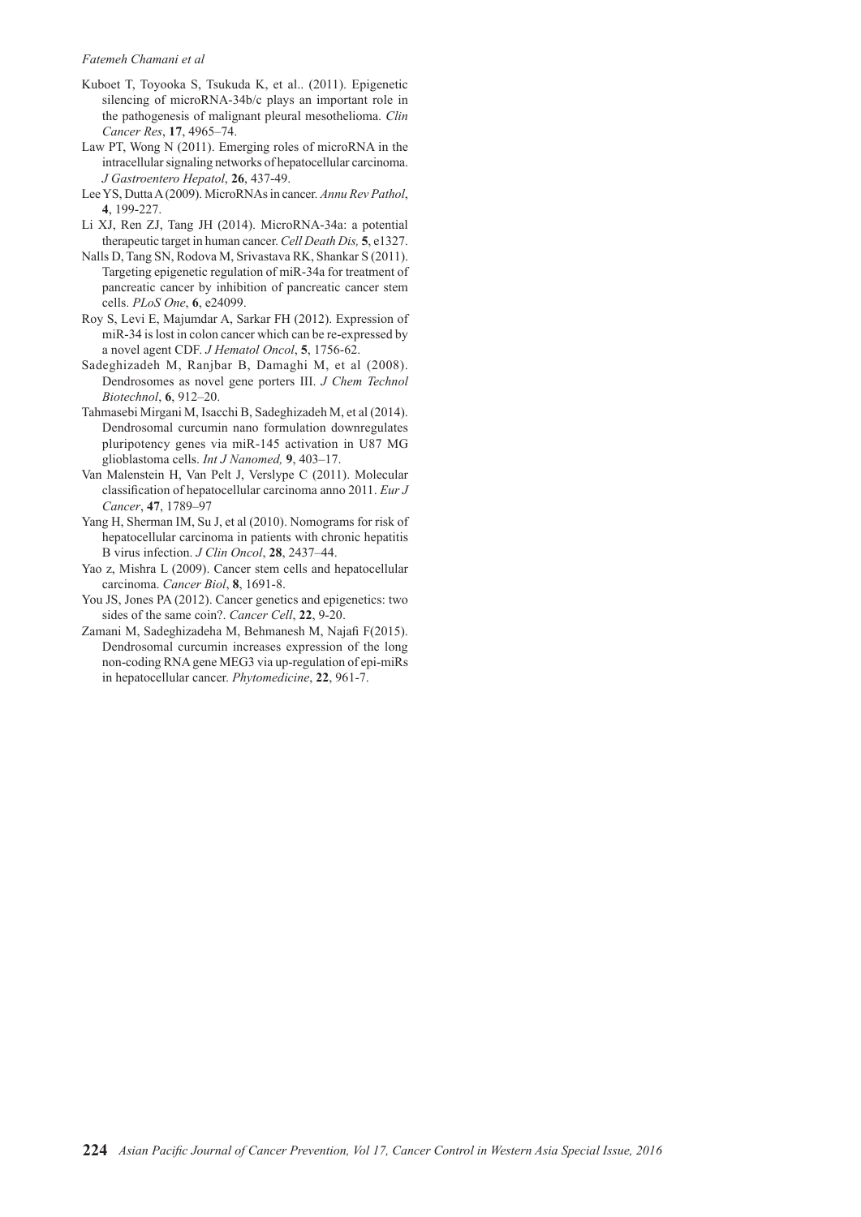Kuboet T, Toyooka S, Tsukuda K, et al.. (2011). Epigenetic silencing of microRNA-34b/c plays an important role in the pathogenesis of malignant pleural mesothelioma. *Clin Cancer Res*, **17**, 4965–74.

Law PT, Wong N (2011). Emerging roles of microRNA in the intracellular signaling networks of hepatocellular carcinoma. *J Gastroentero Hepatol*, **26**, 437-49.

Lee YS, Dutta A (2009). MicroRNAs in cancer. *Annu Rev Pathol*, **4**, 199-227.

Li XJ, Ren ZJ, Tang JH (2014). MicroRNA-34a: a potential therapeutic target in human cancer. *Cell Death Dis,* **5**, e1327.

Nalls D, Tang SN, Rodova M, Srivastava RK, Shankar S (2011). Targeting epigenetic regulation of miR-34a for treatment of pancreatic cancer by inhibition of pancreatic cancer stem cells. *PLoS One*, **6**, e24099.

Roy S, Levi E, Majumdar A, Sarkar FH (2012). Expression of miR-34 is lost in colon cancer which can be re-expressed by a novel agent CDF. *J Hematol Oncol*, **5**, 1756-62.

Sadeghizadeh M, Ranjbar B, Damaghi M, et al (2008). Dendrosomes as novel gene porters III. *J Chem Technol Biotechnol*, **6**, 912–20.

Tahmasebi Mirgani M, Isacchi B, Sadeghizadeh M, et al (2014). Dendrosomal curcumin nano formulation downregulates pluripotency genes via miR-145 activation in U87 MG glioblastoma cells. *Int J Nanomed,* **9**, 403–17.

Van Malenstein H, Van Pelt J, Verslype C (2011). Molecular classification of hepatocellular carcinoma anno 2011. *Eur J Cancer*, **47**, 1789–97

Yang H, Sherman IM, Su J, et al (2010). Nomograms for risk of hepatocellular carcinoma in patients with chronic hepatitis B virus infection. *J Clin Oncol*, **28**, 2437–44.

Yao z, Mishra L (2009). Cancer stem cells and hepatocellular carcinoma. *Cancer Biol*, **8**, 1691-8.

You JS, Jones PA (2012). Cancer genetics and epigenetics: two sides of the same coin?. *Cancer Cell*, **22**, 9-20.

Zamani M, Sadeghizadeha M, Behmanesh M, Najafi F(2015). Dendrosomal curcumin increases expression of the long non-coding RNA gene MEG3 via up-regulation of epi-miRs in hepatocellular cancer. *Phytomedicine*, **22**, 961-7.